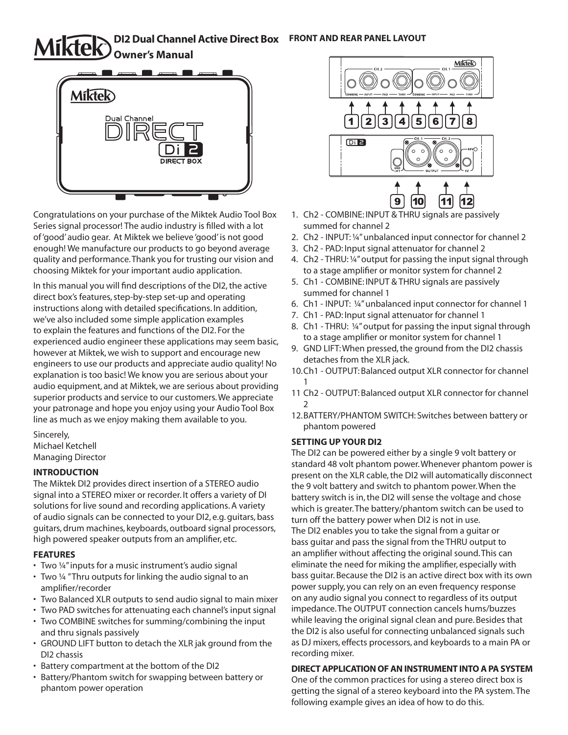# Miktek DI2 Dual Channel Active Direct Box Owner's Manual

Congratulations on your purchase of the Miktek Audio Tool Box Series signal processor! The audio industry is filled with a lot of 'good' audio gear. At Miktek we believe 'good' is not good enough! We manufacture our products to go beyond average quality and performance. Thank you for trusting our vision and choosing Miktek for your important audio application.

In this manual you will find descriptions of the DI2, the active direct box's features, step-by-step set-up and operating instructions along with detailed specifications. In addition, we've also included some simple application examples to explain the features and functions of the DI2. For the experienced audio engineer these applications may seem basic, however at Miktek, we wish to support and encourage new engineers to use our products and appreciate audio quality! No explanation is too basic! We know you are serious about your audio equipment, and at Miktek, we are serious about providing superior products and service to our customers. We appreciate your patronage and hope you enjoy using your Audio Tool Box line as much as we enjoy making them available to you.

Sincerely,
Michael Ketchell
Managing Director

## INTRODUCTION

The Miktek DI2 provides direct insertion of a STEREO audio signal into a STEREO mixer or recorder. It offers a variety of DI solutions for live sound and recording applications. A variety of audio signals can be connected to your DI2, e.g. guitars, bass guitars, drum machines, keyboards, outboard signal processors, high powered speaker outputs from an amplifier, etc.

## FEATURES

- Two ¼" inputs for a music instrument's audio signal
- Two ¼ " Thru outputs for linking the audio signal to an amplifier/recorder
- Two Balanced XLR outputs to send audio signal to main mixer
- Two PAD switches for attenuating each channel's input signal
- Two COMBINE switches for summing/combining the input and thru signals passively
- GROUND LIFT button to detach the XLR jak ground from the DI2 chassis
- Battery compartment at the bottom of the DI2
- Battery/Phantom switch for swapping between battery or phantom power operation

## FRONT AND REAR PANEL LAYOUT

1. Ch2 - COMBINE: INPUT & THRU signals are passively summed for channel 2
2. Ch2 - INPUT: ¼" unbalanced input connector for channel 2
3. Ch2 - PAD: Input signal attenuator for channel 2
4. Ch2 - THRU: ¼" output for passing the input signal through to a stage amplifier or monitor system for channel 2
5. Ch1 - COMBINE: INPUT & THRU signals are passively summed for channel 1
6. Ch1 - INPUT: ¼" unbalanced input connector for channel 1
7. Ch1 - PAD: Input signal attenuator for channel 1
8. Ch1 - THRU: ¼" output for passing the input signal through to a stage amplifier or monitor system for channel 1
9. GND LIFT: When pressed, the ground from the DI2 chassis detaches from the XLR jack.
10. Ch1 - OUTPUT: Balanced output XLR connector for channel 1
11. Ch2 - OUTPUT: Balanced output XLR connector for channel 2
12. BATTERY/PHANTOM SWITCH: Switches between battery or phantom powered

## SETTING UP YOUR DI2

The DI2 can be powered either by a single 9 volt battery or standard 48 volt phantom power. Whenever phantom power is present on the XLR cable, the DI2 will automatically disconnect the 9 volt battery and switch to phantom power. When the battery switch is in, the DI2 will sense the voltage and chose which is greater. The battery/phantom switch can be used to turn off the battery power when DI2 is not in use.

The DI2 enables you to take the signal from a guitar or bass guitar and pass the signal from the THRU output to an amplifier without affecting the original sound. This can eliminate the need for miking the amplifier, especially with bass guitar. Because the DI2 is an active direct box with its own power supply, you can rely on an even frequency response on any audio signal you connect to regardless of its output impedance. The OUTPUT connection cancels hums/buzzes while leaving the original signal clean and pure. Besides that the DI2 is also useful for connecting unbalanced signals such as DJ mixers, effects processors, and keyboards to a main PA or recording mixer.

## DIRECT APPLICATION OF AN INSTRUMENT INTO A PA SYSTEM

One of the common practices for using a stereo direct box is getting the signal of a stereo keyboard into the PA system. The following example gives an idea of how to do this.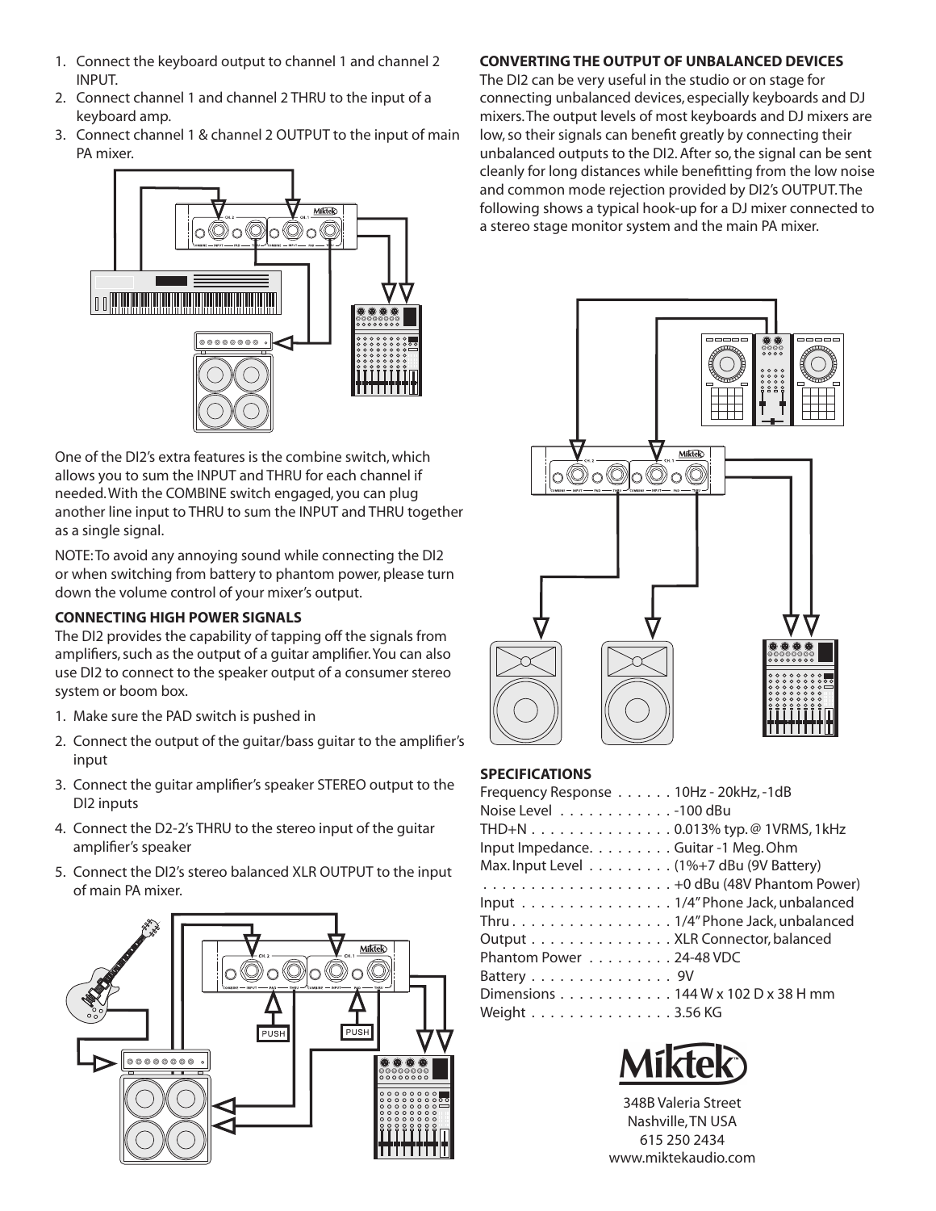1. Connect the keyboard output to channel 1 and channel 2 INPUT.
2. Connect channel 1 and channel 2 THRU to the input of a keyboard amp.
3. Connect channel 1 & channel 2 OUTPUT to the input of main PA mixer.

One of the DI2's extra features is the combine switch, which allows you to sum the INPUT and THRU for each channel if needed. With the COMBINE switch engaged, you can plug another line input to THRU to sum the INPUT and THRU together as a single signal.

NOTE: To avoid any annoying sound while connecting the DI2 or when switching from battery to phantom power, please turn down the volume control of your mixer's output.

**CONNECTING HIGH POWER SIGNALS**

The DI2 provides the capability of tapping off the signals from amplifiers, such as the output of a guitar amplifier. You can also use DI2 to connect to the speaker output of a consumer stereo system or boom box.

1. Make sure the PAD switch is pushed in
2. Connect the output of the guitar/bass guitar to the amplifier's input
3. Connect the guitar amplifier's speaker STEREO output to the DI2 inputs
4. Connect the D2-2's THRU to the stereo input of the guitar amplifier's speaker
5. Connect the DI2's stereo balanced XLR OUTPUT to the input of main PA mixer.

PUSH

PUSH

**CONVERTING THE OUTPUT OF UNBALANCED DEVICES**

The DI2 can be very useful in the studio or on stage for connecting unbalanced devices, especially keyboards and DJ mixers. The output levels of most keyboards and DJ mixers are low, so their signals can benefit greatly by connecting their unbalanced outputs to the DI2. After so, the signal can be sent cleanly for long distances while benefitting from the low noise and common mode rejection provided by DI2's OUTPUT. The following shows a typical hook-up for a DJ mixer connected to a stereo stage monitor system and the main PA mixer.

**SPECIFICATIONS**

| | |
|---|---|
| Frequency Response | 10Hz - 20kHz, -1dB |
| Noise Level | -100 dBu |
| THD+N | 0.013% typ. @ 1VRMS, 1kHz |
| Input Impedance. | Guitar -1 Meg. Ohm |
| Max. Input Level | (1%+7 dBu (9V Battery) |
| | +0 dBu (48V Phantom Power) |
| Input | 1/4" Phone Jack, unbalanced |
| Thru | 1/4" Phone Jack, unbalanced |
| Output | XLR Connector, balanced |
| Phantom Power | 24-48 VDC |
| Battery | 9V |
| Dimensions | 144 W x 102 D x 38 H mm |
| Weight | 3.56 KG |

Miktek

348B Valeria Street
Nashville, TN USA
615 250 2434
www.miktekaudio.com